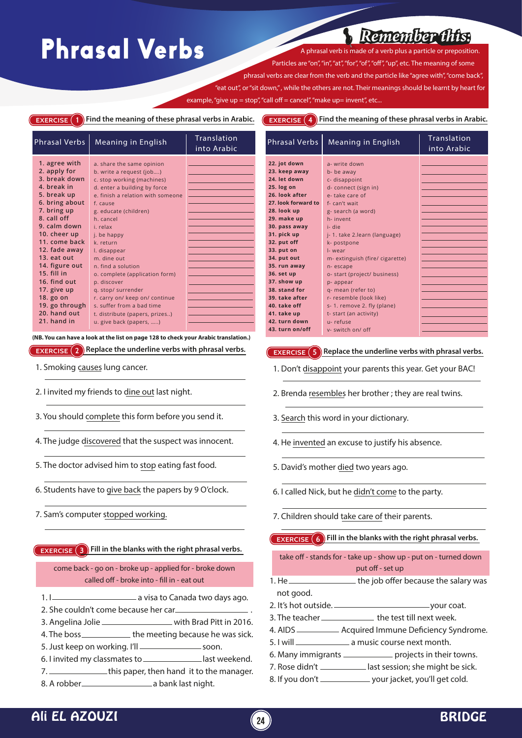# Phrasal Verbs

## Remember this:

A phrasal verb is made of a verb plus a particle or preposition. Particles are "on", "in", "at", "for", "of", "off", "up", etc. The meaning of some phrasal verbs are clear from the verb and the particle like "agree with", "come back", "eat out", or "sit down," , while the others are not. Their meanings should be learnt by heart for example, "give up = stop", "call off = cancel", "make up= invent", etc...

### EXERCISE 1 Find the meaning of these phrasal verbs in Arabic.

| Phrasal Verbs | Meaning in English | Translation into Arabic |
|---|---|---|
| 1. agree with | a. share the same opinion | |
| 2. apply for | b. write a request (job....) | |
| 3. break down | c. stop working (machines) | |
| 4. break in | d. enter a building by force | |
| 5. break up | e. finish a relation with someone | |
| 6. bring about | f. cause | |
| 7. bring up | g. educate (children) | |
| 8. call off | h. cancel | |
| 9. calm down | i. relax | |
| 10. cheer up | j. be happy | |
| 11. come back | k. return | |
| 12. fade away | l. disappear | |
| 13. eat out | m. dine out | |
| 14. figure out | n. find a solution | |
| 15. fill in | o. complete (application form) | |
| 16. find out | p. discover | |
| 17. give up | q. stop/ surrender | |
| 18. go on | r. carry on/ keep on/ continue | |
| 19. go through | s. suffer from a bad time | |
| 20. hand out | t. distribute (papers, prizes..) | |
| 21. hand in | u. give back (papers, .....) | |

**(NB. You can have a look at the list on page 128 to check your Arabic translation.)**

### EXERCISE 2 Replace the underline verbs with phrasal verbs.

1. Smoking <u>causes</u> lung cancer.
_______________
2. I invited my friends to <u>dine out</u> last night.
_______________
3. You should <u>complete</u> this form before you send it.
_______________
4. The judge <u>discovered</u> that the suspect was innocent.
_______________
5. The doctor advised him to <u>stop</u> eating fast food.
_______________
6. Students have to <u>give back</u> the papers by 9 O'clock.
_______________
7. Sam's computer <u>stopped working.</u>
_______________

### EXERCISE 3 Fill in the blanks with the right phrasal verbs.

come back - go on - broke up - applied for - broke down
called off - broke into - fill in - eat out

1. I_______________ a visa to Canada two days ago.
2. She couldn't come because her car_______________ .
3. Angelina Jolie _______________ with Brad Pitt in 2016.
4. The boss_______________ the meeting because he was sick.
5. Just keep on working. I'll _______________ soon.
6. I invited my classmates to _______________ last weekend.
7. _______________ this paper, then hand it to the manager.
8. A robber_______________ a bank last night.

### EXERCISE 4 Find the meaning of these phrasal verbs in Arabic.

| Phrasal Verbs | Meaning in English | Translation into Arabic |
|---|---|---|
| 22. jot down | a- write down | |
| 23. keep away | b- be away | |
| 24. let down | c- disappoint | |
| 25. log on | d- connect (sign in) | |
| 26. look after | e- take care of | |
| 27. look forward to | f- can't wait | |
| 28. look up | g- search (a word) | |
| 29. make up | h- invent | |
| 30. pass away | i- die | |
| 31. pick up | j- 1. take 2.learn (language) | |
| 32. put off | k- postpone | |
| 33. put on | l- wear | |
| 34. put out | m- extinguish (fire/ cigarette) | |
| 35. run away | n- escape | |
| 36. set up | o- start (project/ business) | |
| 37. show up | p- appear | |
| 38. stand for | q- mean (refer to) | |
| 39. take after | r- resemble (look like) | |
| 40. take off | s- 1. remove 2. fly (plane) | |
| 41. take up | t- start (an activity) | |
| 42. turn down | u- refuse | |
| 43. turn on/off | v- switch on/ off | |

### EXERCISE 5 Replace the underline verbs with phrasal verbs.

1. Don't <u>disappoint</u> your parents this year. Get your BAC!
_______________
2. Brenda <u>resembles</u> her brother ; they are real twins.
_______________
3. <u>Search</u> this word in your dictionary.
_______________
4. He <u>invented</u> an excuse to justify his absence.
_______________
5. David's mother <u>died</u> two years ago.
_______________
6. I called Nick, but he <u>didn't come</u> to the party.
_______________
7. Children should <u>take care of</u> their parents.
_______________

### EXERCISE 6 Fill in the blanks with the right phrasal verbs.

take off - stands for - take up - show up - put on - turned down
put off - set up

1. He_______________ the job offer because the salary was not good.
2. It's hot outside. _______________your coat.
3. The teacher_______________ the test till next week.
4. AIDS_______________ Acquired Immune Deficiency Syndrome.
5. I will _______________ a music course next month.
6. Many immigrants _______________ projects in their towns.
7. Rose didn't _______________ last session; she might be sick.
8. If you don't _______________ your jacket, you'll get cold.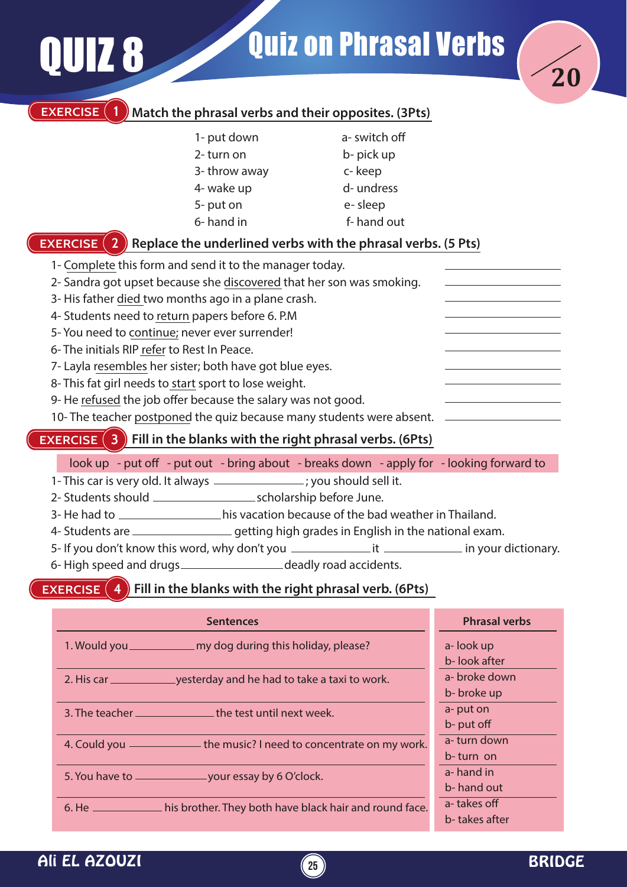# QUIZ 8

## Quiz on Phrasal Verbs

/20

## EXERCISE 1 Match the phrasal verbs and their opposites. (3Pts)

| | |
|---|---|
| 1- put down | a- switch off |
| 2- turn on | b- pick up |
| 3- throw away | c- keep |
| 4- wake up | d- undress |
| 5- put on | e- sleep |
| 6- hand in | f- hand out |

## EXERCISE 2 Replace the underlined verbs with the phrasal verbs. (5 Pts)

1- Complete this form and send it to the manager today. ____________
2- Sandra got upset because she discovered that her son was smoking. ____________
3- His father died two months ago in a plane crash. ____________
4- Students need to return papers before 6. P.M ____________
5- You need to continue; never ever surrender! ____________
6- The initials RIP refer to Rest In Peace. ____________
7- Layla resembles her sister; both have got blue eyes. ____________
8- This fat girl needs to start sport to lose weight. ____________
9- He refused the job offer because the salary was not good. ____________
10- The teacher postponed the quiz because many students were absent. ____________

## EXERCISE 3 Fill in the blanks with the right phrasal verbs. (6Pts)

look up - put off - put out - bring about - breaks down - apply for - looking forward to

1- This car is very old. It always ____________; you should sell it.
2- Students should ____________ scholarship before June.
3- He had to ____________ his vacation because of the bad weather in Thailand.
4- Students are ____________ getting high grades in English in the national exam.
5- If you don't know this word, why don't you ____________ it ____________ in your dictionary.
6- High speed and drugs____________deadly road accidents.

## EXERCISE 4 Fill in the blanks with the right phrasal verb. (6Pts)

| Sentences | Phrasal verbs |
|---|---|
| 1. Would you ____________ my dog during this holiday, please? | a- look up<br>b- look after |
| 2. His car ____________ yesterday and he had to take a taxi to work. | a- broke down<br>b- broke up |
| 3. The teacher ____________ the test until next week. | a- put on<br>b- put off |
| 4. Could you ____________ the music? I need to concentrate on my work. | a- turn down<br>b- turn on |
| 5. You have to ____________ your essay by 6 O'clock. | a- hand in<br>b- hand out |
| 6. He ____________ his brother. They both have black hair and round face. | a- takes off<br>b- takes after |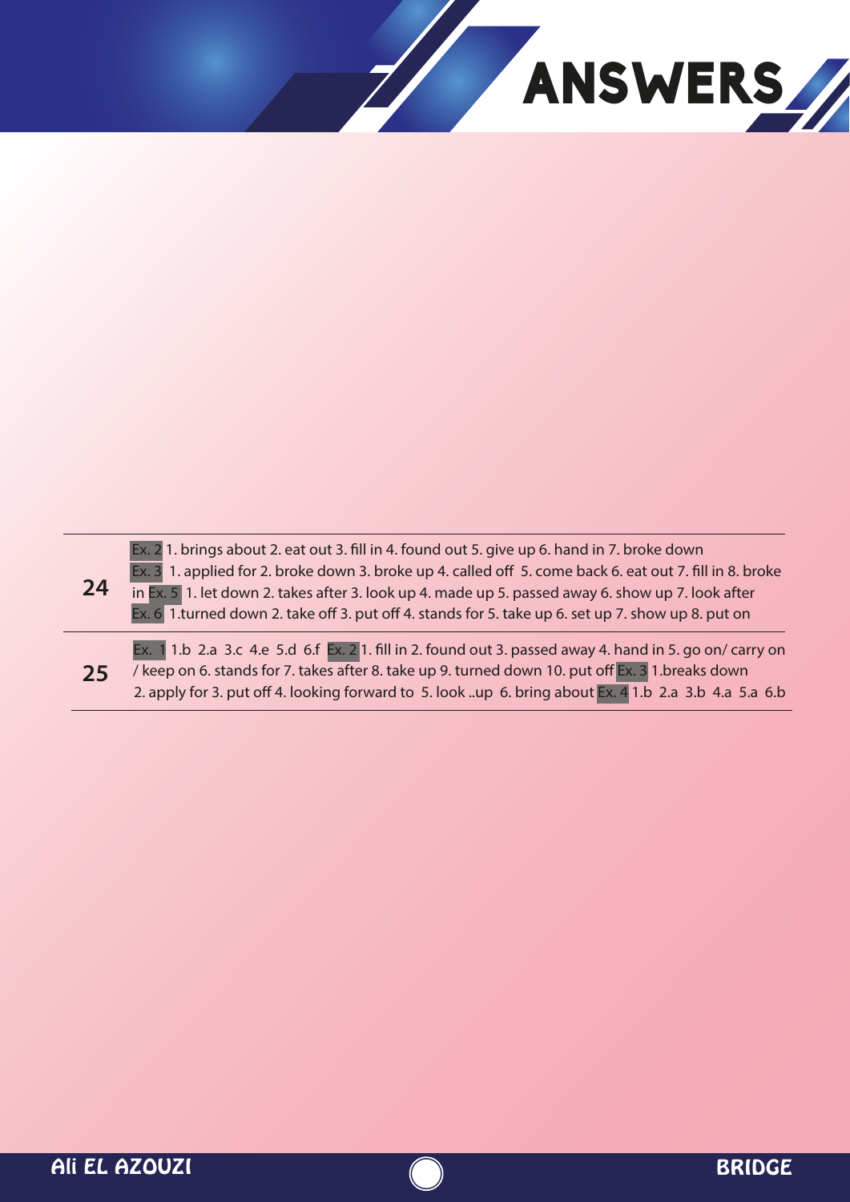# ANSWERS

| | |
|---|---|
| 24 | Ex. 2 1. brings about 2. eat out 3. fill in 4. found out 5. give up 6. hand in 7. broke down Ex. 3 1. applied for 2. broke down 3. broke up 4. called off 5. come back 6. eat out 7. fill in 8. broke in Ex. 5 1. let down 2. takes after 3. look up 4. made up 5. passed away 6. show up 7. look after Ex. 6 1.turned down 2. take off 3. put off 4. stands for 5. take up 6. set up 7. show up 8. put on |
| 25 | Ex. 1 1.b 2.a 3.c 4.e 5.d 6.f Ex. 2 1. fill in 2. found out 3. passed away 4. hand in 5. go on/ carry on / keep on 6. stands for 7. takes after 8. take up 9. turned down 10. put off Ex. 3 1.breaks down 2. apply for 3. put off 4. looking forward to 5. look ..up 6. bring about Ex. 4 1.b 2.a 3.b 4.a 5.a 6.b |

Ali EL AZOUZI BRIDGE